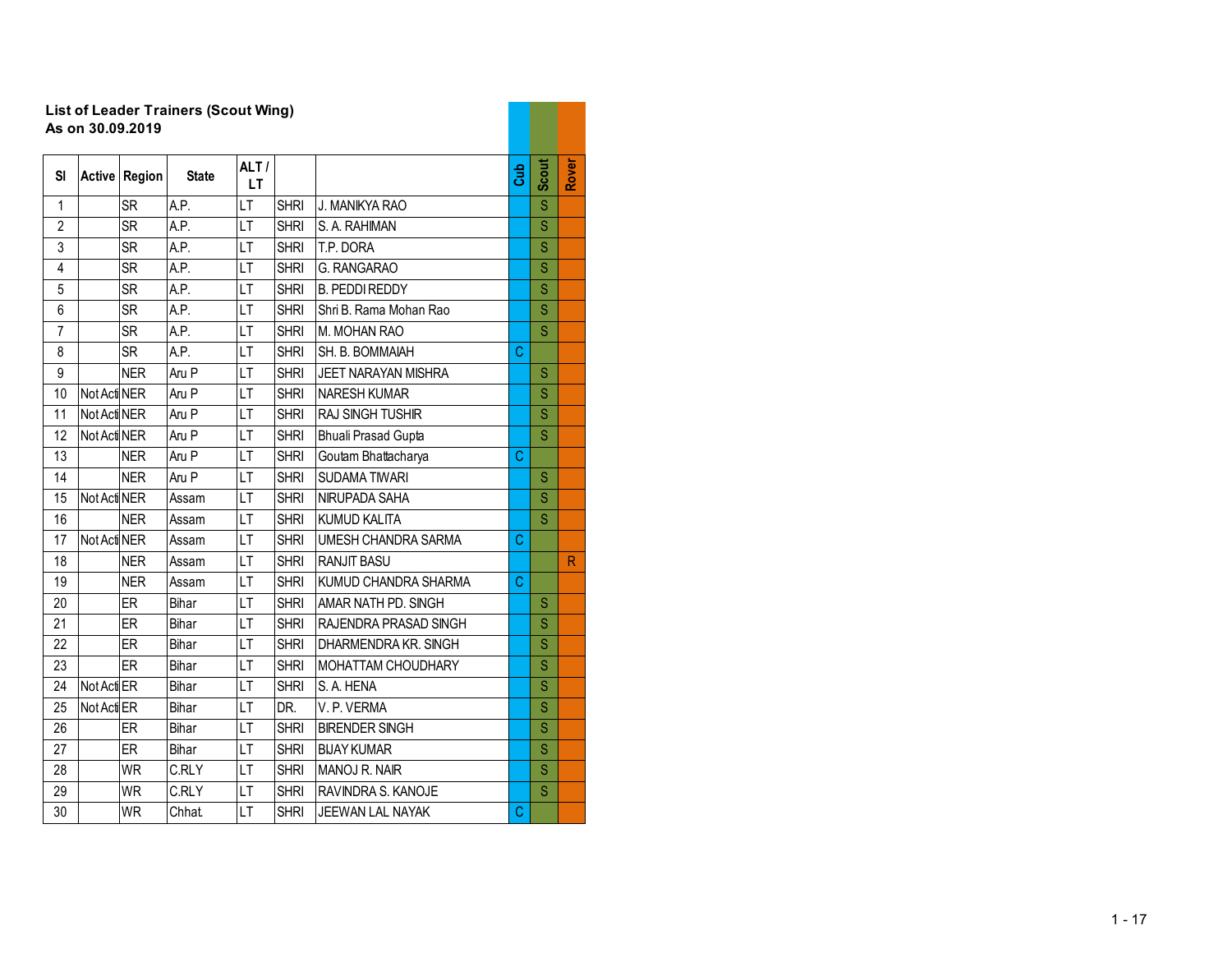**List of Leader Trainers (Scout Wing)**
**As on 30.09.2019**

| Sl | Active | Region | State | ALT / LT | | | Cub | Scout | Rover |
|---|---|---|---|---|---|---|---|---|---|
| 1 | | SR | A.P. | LT | SHRI | J. MANIKYA RAO | | S | |
| 2 | | SR | A.P. | LT | SHRI | S. A. RAHIMAN | | S | |
| 3 | | SR | A.P. | LT | SHRI | T.P. DORA | | S | |
| 4 | | SR | A.P. | LT | SHRI | G. RANGARAO | | S | |
| 5 | | SR | A.P. | LT | SHRI | B. PEDDI REDDY | | S | |
| 6 | | SR | A.P. | LT | SHRI | Shri B. Rama Mohan Rao | | S | |
| 7 | | SR | A.P. | LT | SHRI | M. MOHAN RAO | | S | |
| 8 | | SR | A.P. | LT | SHRI | SH. B. BOMMAIAH | C | | |
| 9 | | NER | Aru P | LT | SHRI | JEET NARAYAN MISHRA | | S | |
| 10 | Not Acti | NER | Aru P | LT | SHRI | NARESH KUMAR | | S | |
| 11 | Not Acti | NER | Aru P | LT | SHRI | RAJ SINGH TUSHIR | | S | |
| 12 | Not Acti | NER | Aru P | LT | SHRI | Bhuali Prasad Gupta | | S | |
| 13 | | NER | Aru P | LT | SHRI | Goutam Bhattacharya | C | | |
| 14 | | NER | Aru P | LT | SHRI | SUDAMA TIWARI | | S | |
| 15 | Not Acti | NER | Assam | LT | SHRI | NIRUPADA SAHA | | S | |
| 16 | | NER | Assam | LT | SHRI | KUMUD KALITA | | S | |
| 17 | Not Acti | NER | Assam | LT | SHRI | UMESH CHANDRA SARMA | C | | |
| 18 | | NER | Assam | LT | SHRI | RANJIT BASU | | | R |
| 19 | | NER | Assam | LT | SHRI | KUMUD CHANDRA SHARMA | C | | |
| 20 | | ER | Bihar | LT | SHRI | AMAR NATH PD. SINGH | | S | |
| 21 | | ER | Bihar | LT | SHRI | RAJENDRA PRASAD SINGH | | S | |
| 22 | | ER | Bihar | LT | SHRI | DHARMENDRA KR. SINGH | | S | |
| 23 | | ER | Bihar | LT | SHRI | MOHATTAM CHOUDHARY | | S | |
| 24 | Not Acti | ER | Bihar | LT | SHRI | S. A. HENA | | S | |
| 25 | Not Acti | ER | Bihar | LT | DR. | V. P. VERMA | | S | |
| 26 | | ER | Bihar | LT | SHRI | BIRENDER SINGH | | S | |
| 27 | | ER | Bihar | LT | SHRI | BIJAY KUMAR | | S | |
| 28 | | WR | C.RLY | LT | SHRI | MANOJ R. NAIR | | S | |
| 29 | | WR | C.RLY | LT | SHRI | RAVINDRA S. KANOJE | | S | |
| 30 | | WR | Chhat. | LT | SHRI | JEEWAN LAL NAYAK | C | | |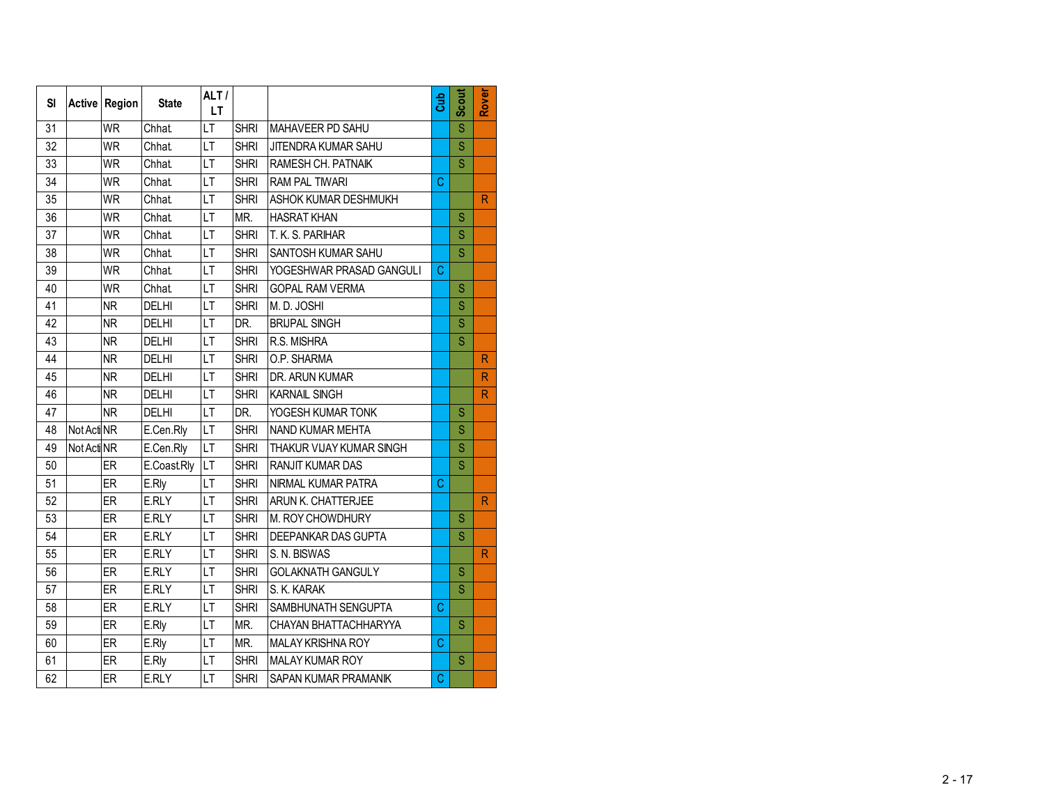| Sl | Active | Region | State | ALT / LT | | | Cub | Scout | Rover |
|---|---|---|---|---|---|---|---|---|---|
| 31 | | WR | Chhat. | LT | SHRI | MAHAVEER PD SAHU | | S | |
| 32 | | WR | Chhat. | LT | SHRI | JITENDRA KUMAR SAHU | | S | |
| 33 | | WR | Chhat. | LT | SHRI | RAMESH CH. PATNAIK | | S | |
| 34 | | WR | Chhat. | LT | SHRI | RAM PAL TIWARI | C | | |
| 35 | | WR | Chhat. | LT | SHRI | ASHOK KUMAR DESHMUKH | | | R |
| 36 | | WR | Chhat. | LT | MR. | HASRAT KHAN | | S | |
| 37 | | WR | Chhat. | LT | SHRI | T. K. S. PARIHAR | | S | |
| 38 | | WR | Chhat. | LT | SHRI | SANTOSH KUMAR SAHU | | S | |
| 39 | | WR | Chhat. | LT | SHRI | YOGESHWAR PRASAD GANGULI | C | | |
| 40 | | WR | Chhat. | LT | SHRI | GOPAL RAM VERMA | | S | |
| 41 | | NR | DELHI | LT | SHRI | M. D. JOSHI | | S | |
| 42 | | NR | DELHI | LT | DR. | BRIJPAL SINGH | | S | |
| 43 | | NR | DELHI | LT | SHRI | R.S. MISHRA | | S | |
| 44 | | NR | DELHI | LT | SHRI | O.P. SHARMA | | | R |
| 45 | | NR | DELHI | LT | SHRI | DR. ARUN KUMAR | | | R |
| 46 | | NR | DELHI | LT | SHRI | KARNAIL SINGH | | | R |
| 47 | | NR | DELHI | LT | DR. | YOGESH KUMAR TONK | | S | |
| 48 | Not Acti | NR | E.Cen.Rly | LT | SHRI | NAND KUMAR MEHTA | | S | |
| 49 | Not Acti | NR | E.Cen.Rly | LT | SHRI | THAKUR VIJAY KUMAR SINGH | | S | |
| 50 | | ER | E.Coast.Rly | LT | SHRI | RANJIT KUMAR DAS | | S | |
| 51 | | ER | E.Rly | LT | SHRI | NIRMAL KUMAR PATRA | C | | |
| 52 | | ER | E.RLY | LT | SHRI | ARUN K. CHATTERJEE | | | R |
| 53 | | ER | E.RLY | LT | SHRI | M. ROY CHOWDHURY | | S | |
| 54 | | ER | E.RLY | LT | SHRI | DEEPANKAR DAS GUPTA | | S | |
| 55 | | ER | E.RLY | LT | SHRI | S. N. BISWAS | | | R |
| 56 | | ER | E.RLY | LT | SHRI | GOLAKNATH GANGULY | | S | |
| 57 | | ER | E.RLY | LT | SHRI | S. K. KARAK | | S | |
| 58 | | ER | E.RLY | LT | SHRI | SAMBHUNATH SENGUPTA | C | | |
| 59 | | ER | E.Rly | LT | MR. | CHAYAN BHATTACHHARYYA | | S | |
| 60 | | ER | E.Rly | LT | MR. | MALAY KRISHNA ROY | C | | |
| 61 | | ER | E.Rly | LT | SHRI | MALAY KUMAR ROY | | S | |
| 62 | | ER | E.RLY | LT | SHRI | SAPAN KUMAR PRAMANIK | C | | |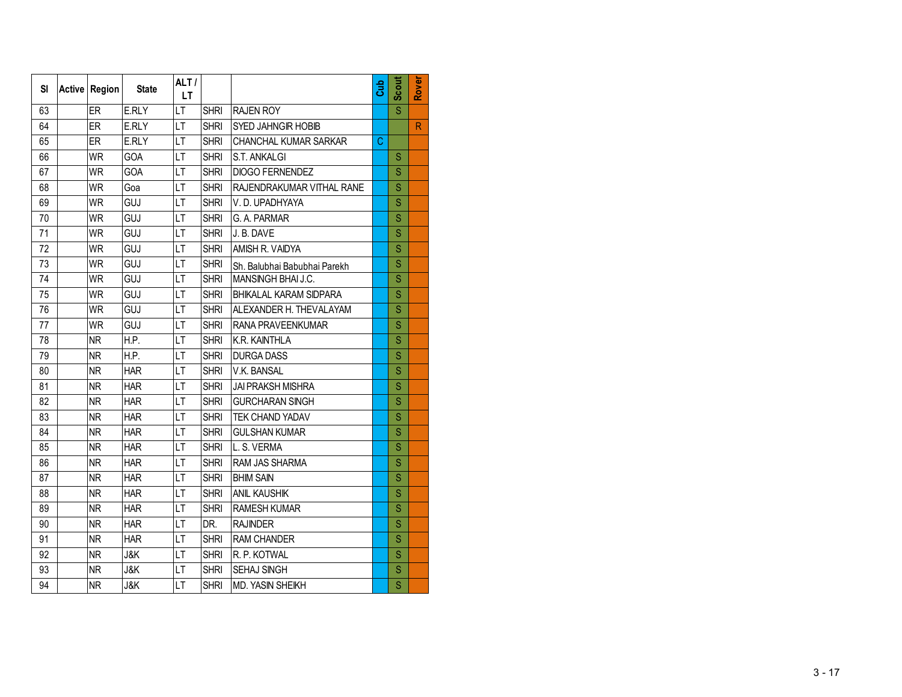| Sl | Active | Region | State | ALT / LT | | | Cub | Scout | Rover |
|---|---|---|---|---|---|---|---|---|---|
| 63 | | ER | E.RLY | LT | SHRI | RAJEN ROY | | S | |
| 64 | | ER | E.RLY | LT | SHRI | SYED JAHNGIR HOBIB | | | R |
| 65 | | ER | E.RLY | LT | SHRI | CHANCHAL KUMAR SARKAR | C | | |
| 66 | | WR | GOA | LT | SHRI | S.T. ANKALGI | | S | |
| 67 | | WR | GOA | LT | SHRI | DIOGO FERNENDEZ | | S | |
| 68 | | WR | Goa | LT | SHRI | RAJENDRAKUMAR VITHAL RANE | | S | |
| 69 | | WR | GUJ | LT | SHRI | V. D. UPADHYAYA | | S | |
| 70 | | WR | GUJ | LT | SHRI | G. A. PARMAR | | S | |
| 71 | | WR | GUJ | LT | SHRI | J. B. DAVE | | S | |
| 72 | | WR | GUJ | LT | SHRI | AMISH R. VAIDYA | | S | |
| 73 | | WR | GUJ | LT | SHRI | Sh. Balubhai Babubhai Parekh | | S | |
| 74 | | WR | GUJ | LT | SHRI | MANSINGH BHAI J.C. | | S | |
| 75 | | WR | GUJ | LT | SHRI | BHIKALAL KARAM SIDPARA | | S | |
| 76 | | WR | GUJ | LT | SHRI | ALEXANDER H. THEVALAYAM | | S | |
| 77 | | WR | GUJ | LT | SHRI | RANA PRAVEENKUMAR | | S | |
| 78 | | NR | H.P. | LT | SHRI | K.R. KAINTHLA | | S | |
| 79 | | NR | H.P. | LT | SHRI | DURGA DASS | | S | |
| 80 | | NR | HAR | LT | SHRI | V.K. BANSAL | | S | |
| 81 | | NR | HAR | LT | SHRI | JAI PRAKSH MISHRA | | S | |
| 82 | | NR | HAR | LT | SHRI | GURCHARAN SINGH | | S | |
| 83 | | NR | HAR | LT | SHRI | TEK CHAND YADAV | | S | |
| 84 | | NR | HAR | LT | SHRI | GULSHAN KUMAR | | S | |
| 85 | | NR | HAR | LT | SHRI | L. S. VERMA | | S | |
| 86 | | NR | HAR | LT | SHRI | RAM JAS SHARMA | | S | |
| 87 | | NR | HAR | LT | SHRI | BHIM SAIN | | S | |
| 88 | | NR | HAR | LT | SHRI | ANIL KAUSHIK | | S | |
| 89 | | NR | HAR | LT | SHRI | RAMESH KUMAR | | S | |
| 90 | | NR | HAR | LT | DR. | RAJINDER | | S | |
| 91 | | NR | HAR | LT | SHRI | RAM CHANDER | | S | |
| 92 | | NR | J&K | LT | SHRI | R. P. KOTWAL | | S | |
| 93 | | NR | J&K | LT | SHRI | SEHAJ SINGH | | S | |
| 94 | | NR | J&K | LT | SHRI | MD. YASIN SHEIKH | | S | |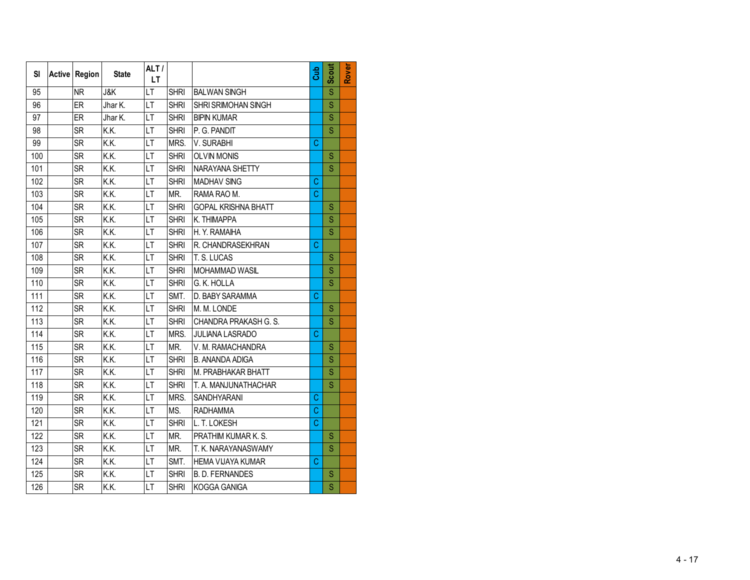| Sl | Active | Region | State | ALT / LT | | | Cub | Scout | Rover |
|---|---|---|---|---|---|---|---|---|---|
| 95 | | NR | J&K | LT | SHRI | BALWAN SINGH | | S | |
| 96 | | ER | Jhar K. | LT | SHRI | SHRI SRIMOHAN SINGH | | S | |
| 97 | | ER | Jhar K. | LT | SHRI | BIPIN KUMAR | | S | |
| 98 | | SR | K.K. | LT | SHRI | P. G. PANDIT | | S | |
| 99 | | SR | K.K. | LT | MRS. | V. SURABHI | C | | |
| 100 | | SR | K.K. | LT | SHRI | OLVIN MONIS | | S | |
| 101 | | SR | K.K. | LT | SHRI | NARAYANA SHETTY | | S | |
| 102 | | SR | K.K. | LT | SHRI | MADHAV SING | C | | |
| 103 | | SR | K.K. | LT | MR. | RAMA RAO M. | C | | |
| 104 | | SR | K.K. | LT | SHRI | GOPAL KRISHNA BHATT | | S | |
| 105 | | SR | K.K. | LT | SHRI | K. THIMAPPA | | S | |
| 106 | | SR | K.K. | LT | SHRI | H. Y. RAMAIHA | | S | |
| 107 | | SR | K.K. | LT | SHRI | R. CHANDRASEKHRAN | C | | |
| 108 | | SR | K.K. | LT | SHRI | T. S. LUCAS | | S | |
| 109 | | SR | K.K. | LT | SHRI | MOHAMMAD WASIL | | S | |
| 110 | | SR | K.K. | LT | SHRI | G. K. HOLLA | | S | |
| 111 | | SR | K.K. | LT | SMT. | D. BABY SARAMMA | C | | |
| 112 | | SR | K.K. | LT | SHRI | M. M. LONDE | | S | |
| 113 | | SR | K.K. | LT | SHRI | CHANDRA PRAKASH G. S. | | S | |
| 114 | | SR | K.K. | LT | MRS. | JULIANA LASRADO | C | | |
| 115 | | SR | K.K. | LT | MR. | V. M. RAMACHANDRA | | S | |
| 116 | | SR | K.K. | LT | SHRI | B. ANANDA ADIGA | | S | |
| 117 | | SR | K.K. | LT | SHRI | M. PRABHAKAR BHATT | | S | |
| 118 | | SR | K.K. | LT | SHRI | T. A. MANJUNATHACHAR | | S | |
| 119 | | SR | K.K. | LT | MRS. | SANDHYARANI | C | | |
| 120 | | SR | K.K. | LT | MS. | RADHAMMA | C | | |
| 121 | | SR | K.K. | LT | SHRI | L. T. LOKESH | C | | |
| 122 | | SR | K.K. | LT | MR. | PRATHIM KUMAR K. S. | | S | |
| 123 | | SR | K.K. | LT | MR. | T. K. NARAYANASWAMY | | S | |
| 124 | | SR | K.K. | LT | SMT. | HEMA VIJAYA KUMAR | C | | |
| 125 | | SR | K.K. | LT | SHRI | B. D. FERNANDES | | S | |
| 126 | | SR | K.K. | LT | SHRI | KOGGA GANIGA | | S | |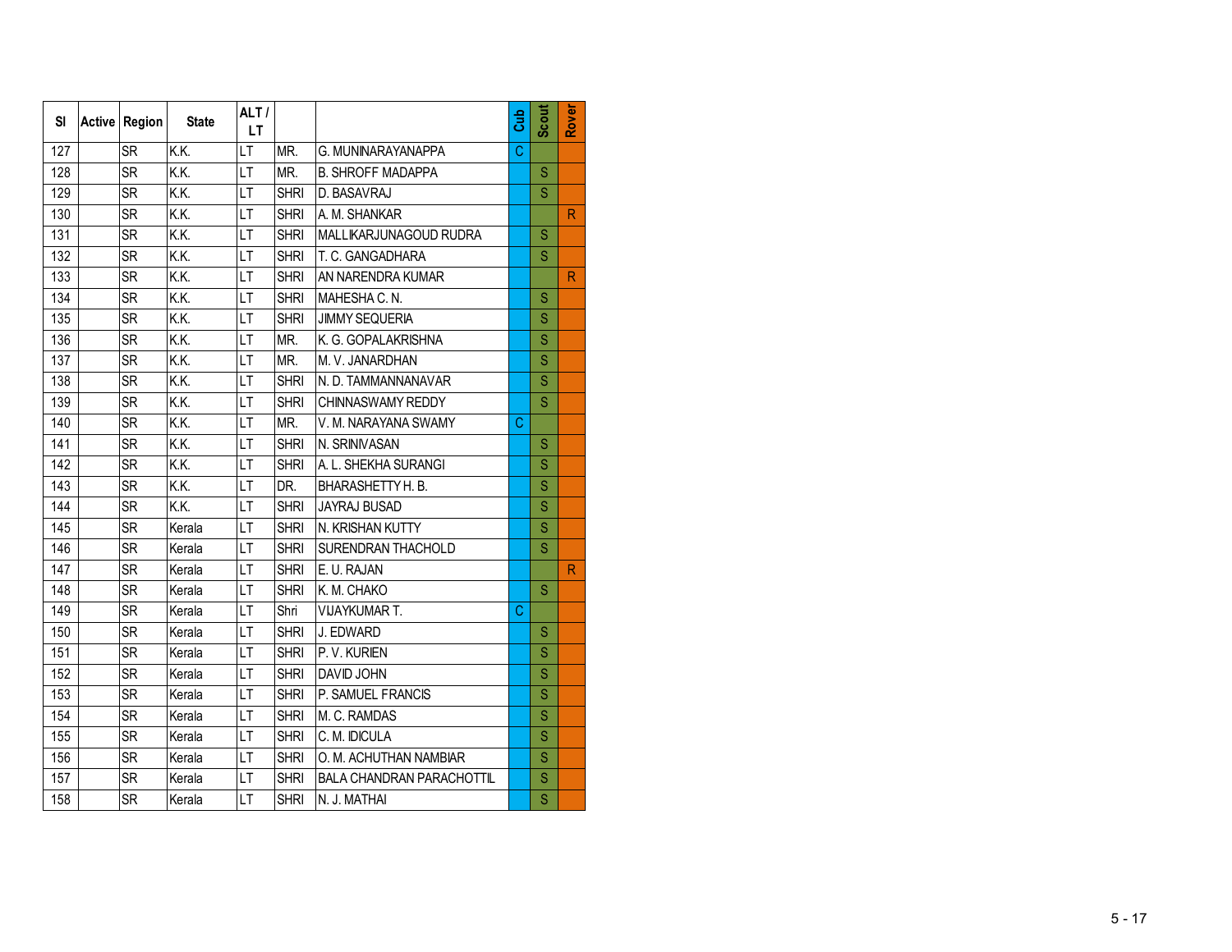| Sl | Active | Region | State | ALT / LT | | | Cub | Scout | Rover |
|---|---|---|---|---|---|---|---|---|---|
| 127 | | SR | K.K. | LT | MR. | G. MUNINARAYANAPPA | C | | |
| 128 | | SR | K.K. | LT | MR. | B. SHROFF MADAPPA | | S | |
| 129 | | SR | K.K. | LT | SHRI | D. BASAVRAJ | | S | |
| 130 | | SR | K.K. | LT | SHRI | A. M. SHANKAR | | | R |
| 131 | | SR | K.K. | LT | SHRI | MALLIKARJUNAGOUD RUDRA | | S | |
| 132 | | SR | K.K. | LT | SHRI | T. C. GANGADHARA | | S | |
| 133 | | SR | K.K. | LT | SHRI | AN NARENDRA KUMAR | | | R |
| 134 | | SR | K.K. | LT | SHRI | MAHESHA C. N. | | S | |
| 135 | | SR | K.K. | LT | SHRI | JIMMY SEQUERIA | | S | |
| 136 | | SR | K.K. | LT | MR. | K. G. GOPALAKRISHNA | | S | |
| 137 | | SR | K.K. | LT | MR. | M. V. JANARDHAN | | S | |
| 138 | | SR | K.K. | LT | SHRI | N. D. TAMMANNANAVAR | | S | |
| 139 | | SR | K.K. | LT | SHRI | CHINNASWAMY REDDY | | S | |
| 140 | | SR | K.K. | LT | MR. | V. M. NARAYANA SWAMY | C | | |
| 141 | | SR | K.K. | LT | SHRI | N. SRINIVASAN | | S | |
| 142 | | SR | K.K. | LT | SHRI | A. L. SHEKHA SURANGI | | S | |
| 143 | | SR | K.K. | LT | DR. | BHARASHETTY H. B. | | S | |
| 144 | | SR | K.K. | LT | SHRI | JAYRAJ BUSAD | | S | |
| 145 | | SR | Kerala | LT | SHRI | N. KRISHAN KUTTY | | S | |
| 146 | | SR | Kerala | LT | SHRI | SURENDRAN THACHOLD | | S | |
| 147 | | SR | Kerala | LT | SHRI | E. U. RAJAN | | | R |
| 148 | | SR | Kerala | LT | SHRI | K. M. CHAKO | | S | |
| 149 | | SR | Kerala | LT | Shri | VIJAYKUMAR T. | C | | |
| 150 | | SR | Kerala | LT | SHRI | J. EDWARD | | S | |
| 151 | | SR | Kerala | LT | SHRI | P. V. KURIEN | | S | |
| 152 | | SR | Kerala | LT | SHRI | DAVID JOHN | | S | |
| 153 | | SR | Kerala | LT | SHRI | P. SAMUEL FRANCIS | | S | |
| 154 | | SR | Kerala | LT | SHRI | M. C. RAMDAS | | S | |
| 155 | | SR | Kerala | LT | SHRI | C. M. IDICULA | | S | |
| 156 | | SR | Kerala | LT | SHRI | O. M. ACHUTHAN NAMBIAR | | S | |
| 157 | | SR | Kerala | LT | SHRI | BALA CHANDRAN PARACHOTTIL | | S | |
| 158 | | SR | Kerala | LT | SHRI | N. J. MATHAI | | S | |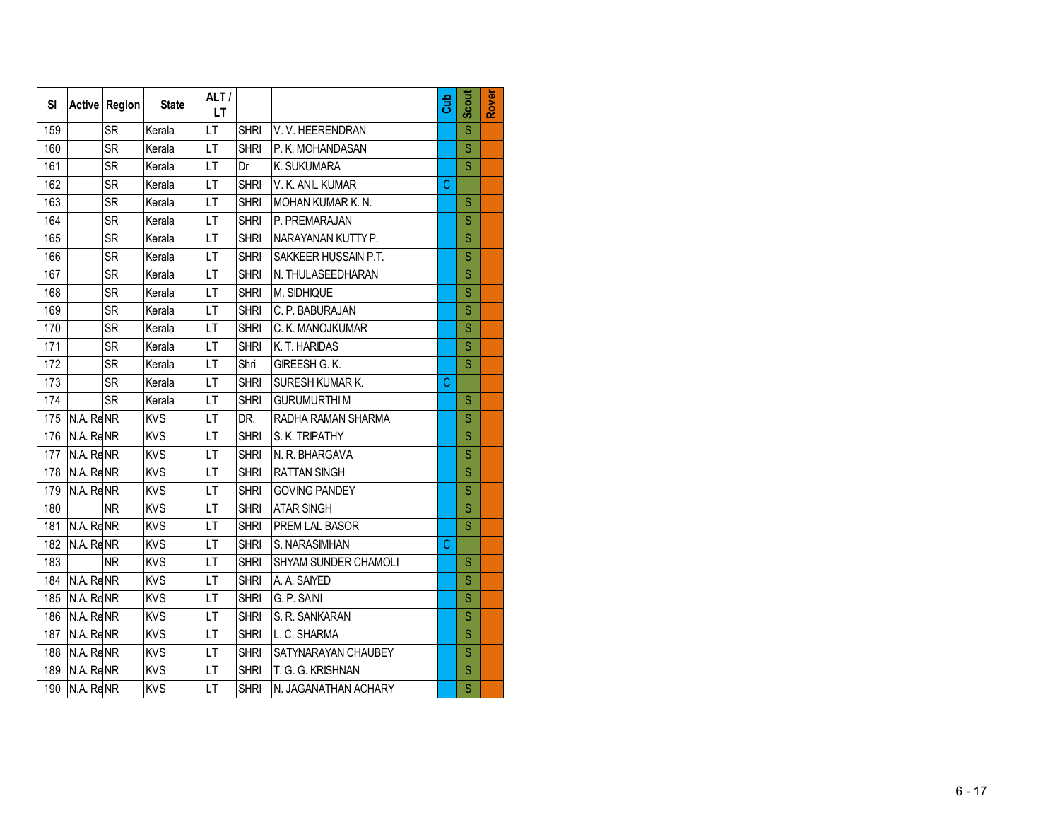| Sl | Active | Region | State | ALT / LT | | | Cub | Scout | Rover |
|---|---|---|---|---|---|---|---|---|---|
| 159 | | SR | Kerala | LT | SHRI | V. V. HEERENDRAN | | S | |
| 160 | | SR | Kerala | LT | SHRI | P. K. MOHANDASAN | | S | |
| 161 | | SR | Kerala | LT | Dr | K. SUKUMARA | | S | |
| 162 | | SR | Kerala | LT | SHRI | V. K. ANIL KUMAR | C | | |
| 163 | | SR | Kerala | LT | SHRI | MOHAN KUMAR K. N. | | S | |
| 164 | | SR | Kerala | LT | SHRI | P. PREMARAJAN | | S | |
| 165 | | SR | Kerala | LT | SHRI | NARAYANAN KUTTY P. | | S | |
| 166 | | SR | Kerala | LT | SHRI | SAKKEER HUSSAIN P.T. | | S | |
| 167 | | SR | Kerala | LT | SHRI | N. THULASEEDHARAN | | S | |
| 168 | | SR | Kerala | LT | SHRI | M. SIDHIQUE | | S | |
| 169 | | SR | Kerala | LT | SHRI | C. P. BABURAJAN | | S | |
| 170 | | SR | Kerala | LT | SHRI | C. K. MANOJKUMAR | | S | |
| 171 | | SR | Kerala | LT | SHRI | K. T. HARIDAS | | S | |
| 172 | | SR | Kerala | LT | Shri | GIREESH G. K. | | S | |
| 173 | | SR | Kerala | LT | SHRI | SURESH KUMAR K. | C | | |
| 174 | | SR | Kerala | LT | SHRI | GURUMURTHI M | | S | |
| 175 | N.A. Re | NR | KVS | LT | DR. | RADHA RAMAN SHARMA | | S | |
| 176 | N.A. Re | NR | KVS | LT | SHRI | S. K. TRIPATHY | | S | |
| 177 | N.A. Re | NR | KVS | LT | SHRI | N. R. BHARGAVA | | S | |
| 178 | N.A. Re | NR | KVS | LT | SHRI | RATTAN SINGH | | S | |
| 179 | N.A. Re | NR | KVS | LT | SHRI | GOVING PANDEY | | S | |
| 180 | | NR | KVS | LT | SHRI | ATAR SINGH | | S | |
| 181 | N.A. Re | NR | KVS | LT | SHRI | PREM LAL BASOR | | S | |
| 182 | N.A. Re | NR | KVS | LT | SHRI | S. NARASIMHAN | C | | |
| 183 | | NR | KVS | LT | SHRI | SHYAM SUNDER CHAMOLI | | S | |
| 184 | N.A. Re | NR | KVS | LT | SHRI | A. A. SAIYED | | S | |
| 185 | N.A. Re | NR | KVS | LT | SHRI | G. P. SAINI | | S | |
| 186 | N.A. Re | NR | KVS | LT | SHRI | S. R. SANKARAN | | S | |
| 187 | N.A. Re | NR | KVS | LT | SHRI | L. C. SHARMA | | S | |
| 188 | N.A. Re | NR | KVS | LT | SHRI | SATYNARAYAN CHAUBEY | | S | |
| 189 | N.A. Re | NR | KVS | LT | SHRI | T. G. G. KRISHNAN | | S | |
| 190 | N.A. Re | NR | KVS | LT | SHRI | N. JAGANATHAN ACHARY | | S | |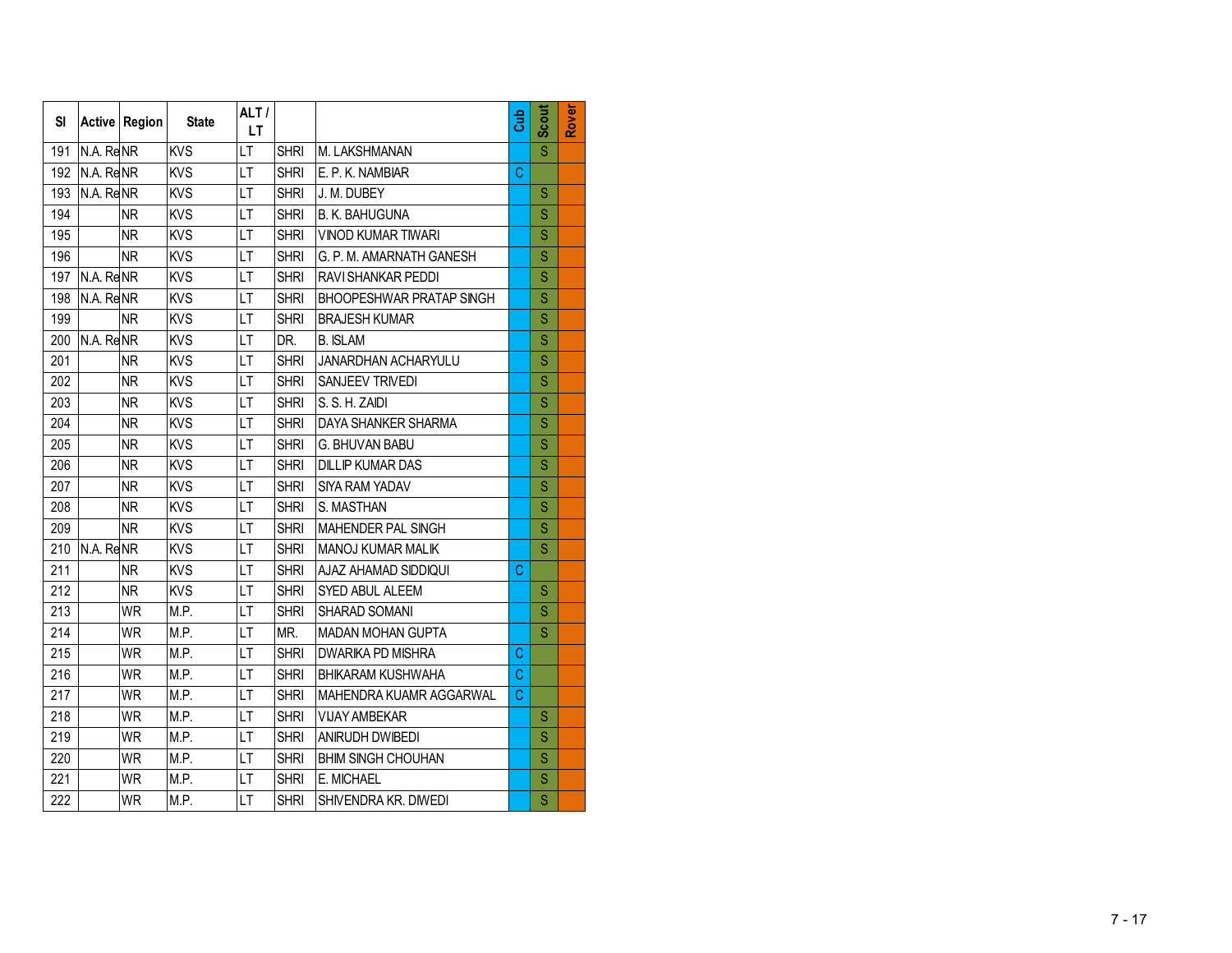| Sl | Active | Region | State | ALT / LT | | | Cub | Scout | Rover |
|---|---|---|---|---|---|---|---|---|---|
| 191 | N.A. Re | NR | KVS | LT | SHRI | M. LAKSHMANAN | | S | |
| 192 | N.A. Re | NR | KVS | LT | SHRI | E. P. K. NAMBIAR | C | | |
| 193 | N.A. Re | NR | KVS | LT | SHRI | J. M. DUBEY | | S | |
| 194 | | NR | KVS | LT | SHRI | B. K. BAHUGUNA | | S | |
| 195 | | NR | KVS | LT | SHRI | VINOD KUMAR TIWARI | | S | |
| 196 | | NR | KVS | LT | SHRI | G. P. M. AMARNATH GANESH | | S | |
| 197 | N.A. Re | NR | KVS | LT | SHRI | RAVI SHANKAR PEDDI | | S | |
| 198 | N.A. Re | NR | KVS | LT | SHRI | BHOOPESHWAR PRATAP SINGH | | S | |
| 199 | | NR | KVS | LT | SHRI | BRAJESH KUMAR | | S | |
| 200 | N.A. Re | NR | KVS | LT | DR. | B. ISLAM | | S | |
| 201 | | NR | KVS | LT | SHRI | JANARDHAN ACHARYULU | | S | |
| 202 | | NR | KVS | LT | SHRI | SANJEEV TRIVEDI | | S | |
| 203 | | NR | KVS | LT | SHRI | S. S. H. ZAIDI | | S | |
| 204 | | NR | KVS | LT | SHRI | DAYA SHANKER SHARMA | | S | |
| 205 | | NR | KVS | LT | SHRI | G. BHUVAN BABU | | S | |
| 206 | | NR | KVS | LT | SHRI | DILLIP KUMAR DAS | | S | |
| 207 | | NR | KVS | LT | SHRI | SIYA RAM YADAV | | S | |
| 208 | | NR | KVS | LT | SHRI | S. MASTHAN | | S | |
| 209 | | NR | KVS | LT | SHRI | MAHENDER PAL SINGH | | S | |
| 210 | N.A. Re | NR | KVS | LT | SHRI | MANOJ KUMAR MALIK | | S | |
| 211 | | NR | KVS | LT | SHRI | AJAZ AHAMAD SIDDIQUI | C | | |
| 212 | | NR | KVS | LT | SHRI | SYED ABUL ALEEM | | S | |
| 213 | | WR | M.P. | LT | SHRI | SHARAD SOMANI | | S | |
| 214 | | WR | M.P. | LT | MR. | MADAN MOHAN GUPTA | | S | |
| 215 | | WR | M.P. | LT | SHRI | DWARIKA PD MISHRA | C | | |
| 216 | | WR | M.P. | LT | SHRI | BHIKARAM KUSHWAHA | C | | |
| 217 | | WR | M.P. | LT | SHRI | MAHENDRA KUAMR AGGARWAL | C | | |
| 218 | | WR | M.P. | LT | SHRI | VIJAY AMBEKAR | | S | |
| 219 | | WR | M.P. | LT | SHRI | ANIRUDH DWIBEDI | | S | |
| 220 | | WR | M.P. | LT | SHRI | BHIM SINGH CHOUHAN | | S | |
| 221 | | WR | M.P. | LT | SHRI | E. MICHAEL | | S | |
| 222 | | WR | M.P. | LT | SHRI | SHIVENDRA KR. DIWEDI | | S | |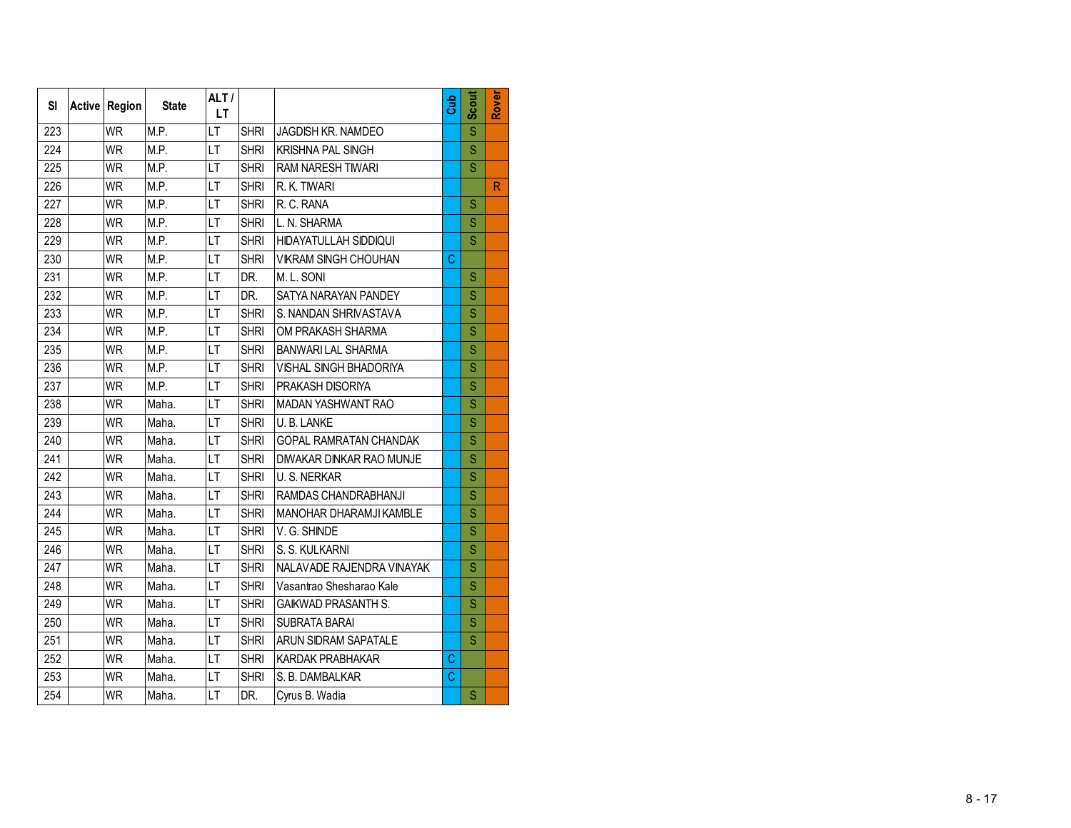| Sl | Active | Region | State | ALT / LT | | | Cub | Scout | Rover |
|---|---|---|---|---|---|---|---|---|---|
| 223 | | WR | M.P. | LT | SHRI | JAGDISH KR. NAMDEO | | S | |
| 224 | | WR | M.P. | LT | SHRI | KRISHNA PAL SINGH | | S | |
| 225 | | WR | M.P. | LT | SHRI | RAM NARESH TIWARI | | S | |
| 226 | | WR | M.P. | LT | SHRI | R. K. TIWARI | | | R |
| 227 | | WR | M.P. | LT | SHRI | R. C. RANA | | S | |
| 228 | | WR | M.P. | LT | SHRI | L. N. SHARMA | | S | |
| 229 | | WR | M.P. | LT | SHRI | HIDAYATULLAH SIDDIQUI | | S | |
| 230 | | WR | M.P. | LT | SHRI | VIKRAM SINGH CHOUHAN | C | | |
| 231 | | WR | M.P. | LT | DR. | M. L. SONI | | S | |
| 232 | | WR | M.P. | LT | DR. | SATYA NARAYAN PANDEY | | S | |
| 233 | | WR | M.P. | LT | SHRI | S. NANDAN SHRIVASTAVA | | S | |
| 234 | | WR | M.P. | LT | SHRI | OM PRAKASH SHARMA | | S | |
| 235 | | WR | M.P. | LT | SHRI | BANWARI LAL SHARMA | | S | |
| 236 | | WR | M.P. | LT | SHRI | VISHAL SINGH BHADORIYA | | S | |
| 237 | | WR | M.P. | LT | SHRI | PRAKASH DISORIYA | | S | |
| 238 | | WR | Maha. | LT | SHRI | MADAN YASHWANT RAO | | S | |
| 239 | | WR | Maha. | LT | SHRI | U. B. LANKE | | S | |
| 240 | | WR | Maha. | LT | SHRI | GOPAL RAMRATAN CHANDAK | | S | |
| 241 | | WR | Maha. | LT | SHRI | DIWAKAR DINKAR RAO MUNJE | | S | |
| 242 | | WR | Maha. | LT | SHRI | U. S. NERKAR | | S | |
| 243 | | WR | Maha. | LT | SHRI | RAMDAS CHANDRABHANJI | | S | |
| 244 | | WR | Maha. | LT | SHRI | MANOHAR DHARAMJI KAMBLE | | S | |
| 245 | | WR | Maha. | LT | SHRI | V. G. SHINDE | | S | |
| 246 | | WR | Maha. | LT | SHRI | S. S. KULKARNI | | S | |
| 247 | | WR | Maha. | LT | SHRI | NALAVADE RAJENDRA VINAYAK | | S | |
| 248 | | WR | Maha. | LT | SHRI | Vasantrao Shesharao Kale | | S | |
| 249 | | WR | Maha. | LT | SHRI | GAIKWAD PRASANTH S. | | S | |
| 250 | | WR | Maha. | LT | SHRI | SUBRATA BARAI | | S | |
| 251 | | WR | Maha. | LT | SHRI | ARUN SIDRAM SAPATALE | | S | |
| 252 | | WR | Maha. | LT | SHRI | KARDAK PRABHAKAR | C | | |
| 253 | | WR | Maha. | LT | SHRI | S. B. DAMBALKAR | C | | |
| 254 | | WR | Maha. | LT | DR. | Cyrus B. Wadia | | S | |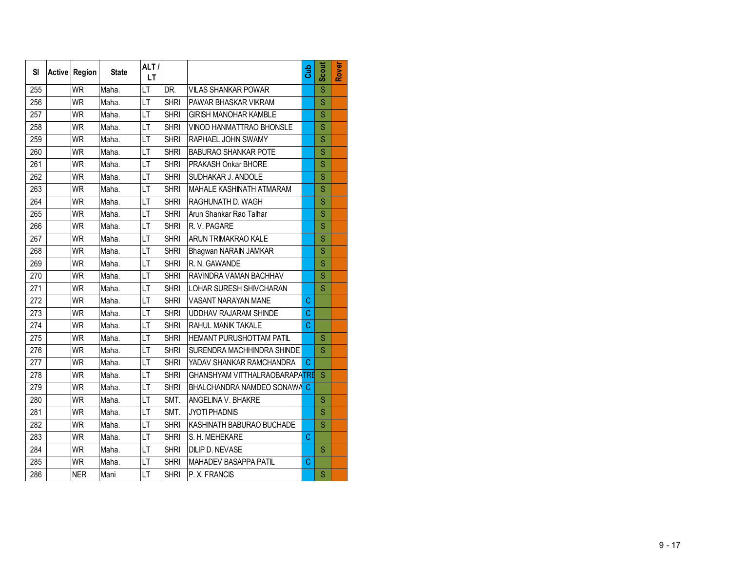| Sl | Active | Region | State | ALT / LT | | | Cub | Scout | Rover |
|---|---|---|---|---|---|---|---|---|---|
| 255 | | WR | Maha. | LT | DR. | VILAS SHANKAR POWAR | | S | |
| 256 | | WR | Maha. | LT | SHRI | PAWAR BHASKAR VIKRAM | | S | |
| 257 | | WR | Maha. | LT | SHRI | GIRISH MANOHAR KAMBLE | | S | |
| 258 | | WR | Maha. | LT | SHRI | VINOD HANMATTRAO BHONSLE | | S | |
| 259 | | WR | Maha. | LT | SHRI | RAPHAEL JOHN SWAMY | | S | |
| 260 | | WR | Maha. | LT | SHRI | BABURAO SHANKAR POTE | | S | |
| 261 | | WR | Maha. | LT | SHRI | PRAKASH Onkar BHORE | | S | |
| 262 | | WR | Maha. | LT | SHRI | SUDHAKAR J. ANDOLE | | S | |
| 263 | | WR | Maha. | LT | SHRI | MAHALE KASHINATH ATMARAM | | S | |
| 264 | | WR | Maha. | LT | SHRI | RAGHUNATH D. WAGH | | S | |
| 265 | | WR | Maha. | LT | SHRI | Arun Shankar Rao Talhar | | S | |
| 266 | | WR | Maha. | LT | SHRI | R. V. PAGARE | | S | |
| 267 | | WR | Maha. | LT | SHRI | ARUN TRIMAKRAO KALE | | S | |
| 268 | | WR | Maha. | LT | SHRI | Bhagwan NARAIN JAMKAR | | S | |
| 269 | | WR | Maha. | LT | SHRI | R. N. GAWANDE | | S | |
| 270 | | WR | Maha. | LT | SHRI | RAVINDRA VAMAN BACHHAV | | S | |
| 271 | | WR | Maha. | LT | SHRI | LOHAR SURESH SHIVCHARAN | | S | |
| 272 | | WR | Maha. | LT | SHRI | VASANT NARAYAN MANE | C | | |
| 273 | | WR | Maha. | LT | SHRI | UDDHAV RAJARAM SHINDE | C | | |
| 274 | | WR | Maha. | LT | SHRI | RAHUL MANIK TAKALE | C | | |
| 275 | | WR | Maha. | LT | SHRI | HEMANT PURUSHOTTAM PATIL | | S | |
| 276 | | WR | Maha. | LT | SHRI | SURENDRA MACHHINDRA SHINDE | | S | |
| 277 | | WR | Maha. | LT | SHRI | YADAV SHANKAR RAMCHANDRA | C | | |
| 278 | | WR | Maha. | LT | SHRI | GHANSHYAM VITTHALRAOBARAPATRE | | S | |
| 279 | | WR | Maha. | LT | SHRI | BHALCHANDRA NAMDEO SONAWA | C | | |
| 280 | | WR | Maha. | LT | SMT. | ANGELINA V. BHAKRE | | S | |
| 281 | | WR | Maha. | LT | SMT. | JYOTI PHADNIS | | S | |
| 282 | | WR | Maha. | LT | SHRI | KASHINATH BABURAO BUCHADE | | S | |
| 283 | | WR | Maha. | LT | SHRI | S. H. MEHEKARE | C | | |
| 284 | | WR | Maha. | LT | SHRI | DILIP D. NEVASE | | S | |
| 285 | | WR | Maha. | LT | SHRI | MAHADEV BASAPPA PATIL | C | | |
| 286 | | NER | Mani | LT | SHRI | P. X. FRANCIS | | S | |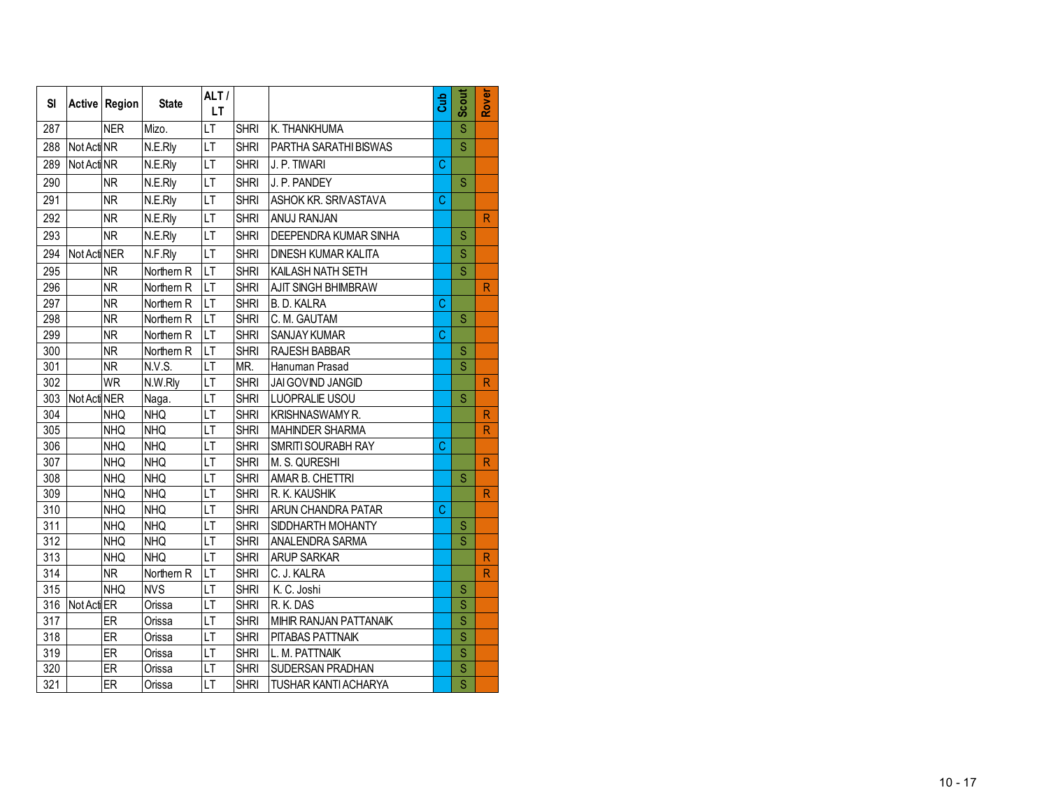| Sl | Active | Region | State | ALT / LT | | | Cub | Scout | Rover |
|---|---|---|---|---|---|---|---|---|---|
| 287 | | NER | Mizo. | LT | SHRI | K. THANKHUMA | | S | |
| 288 | Not Acti | NR | N.E.Rly | LT | SHRI | PARTHA SARATHI BISWAS | | S | |
| 289 | Not Acti | NR | N.E.Rly | LT | SHRI | J. P. TIWARI | C | | |
| 290 | | NR | N.E.Rly | LT | SHRI | J. P. PANDEY | | S | |
| 291 | | NR | N.E.Rly | LT | SHRI | ASHOK KR. SRIVASTAVA | C | | |
| 292 | | NR | N.E.Rly | LT | SHRI | ANUJ RANJAN | | | R |
| 293 | | NR | N.E.Rly | LT | SHRI | DEEPENDRA KUMAR SINHA | | S | |
| 294 | Not Acti | NER | N.F.Rly | LT | SHRI | DINESH KUMAR KALITA | | S | |
| 295 | | NR | Northern R | LT | SHRI | KAILASH NATH SETH | | S | |
| 296 | | NR | Northern R | LT | SHRI | AJIT SINGH BHIMBRAW | | | R |
| 297 | | NR | Northern R | LT | SHRI | B. D. KALRA | C | | |
| 298 | | NR | Northern R | LT | SHRI | C. M. GAUTAM | | S | |
| 299 | | NR | Northern R | LT | SHRI | SANJAY KUMAR | C | | |
| 300 | | NR | Northern R | LT | SHRI | RAJESH BABBAR | | S | |
| 301 | | NR | N.V.S. | LT | MR. | Hanuman Prasad | | S | |
| 302 | | WR | N.W.Rly | LT | SHRI | JAI GOVIND JANGID | | | R |
| 303 | Not Acti | NER | Naga. | LT | SHRI | LUOPRALIE USOU | | S | |
| 304 | | NHQ | NHQ | LT | SHRI | KRISHNASWAMY R. | | | R |
| 305 | | NHQ | NHQ | LT | SHRI | MAHINDER SHARMA | | | R |
| 306 | | NHQ | NHQ | LT | SHRI | SMRITI SOURABH RAY | C | | |
| 307 | | NHQ | NHQ | LT | SHRI | M. S. QURESHI | | | R |
| 308 | | NHQ | NHQ | LT | SHRI | AMAR B. CHETTRI | | S | |
| 309 | | NHQ | NHQ | LT | SHRI | R. K. KAUSHIK | | | R |
| 310 | | NHQ | NHQ | LT | SHRI | ARUN CHANDRA PATAR | C | | |
| 311 | | NHQ | NHQ | LT | SHRI | SIDDHARTH MOHANTY | | S | |
| 312 | | NHQ | NHQ | LT | SHRI | ANALENDRA SARMA | | S | |
| 313 | | NHQ | NHQ | LT | SHRI | ARUP SARKAR | | | R |
| 314 | | NR | Northern R | LT | SHRI | C. J. KALRA | | | R |
| 315 | | NHQ | NVS | LT | SHRI | K. C. Joshi | | S | |
| 316 | Not Acti | ER | Orissa | LT | SHRI | R. K. DAS | | S | |
| 317 | | ER | Orissa | LT | SHRI | MIHIR RANJAN PATTANAIK | | S | |
| 318 | | ER | Orissa | LT | SHRI | PITABAS PATTNAIK | | S | |
| 319 | | ER | Orissa | LT | SHRI | L. M. PATTNAIK | | S | |
| 320 | | ER | Orissa | LT | SHRI | SUDERSAN PRADHAN | | S | |
| 321 | | ER | Orissa | LT | SHRI | TUSHAR KANTI ACHARYA | | S | |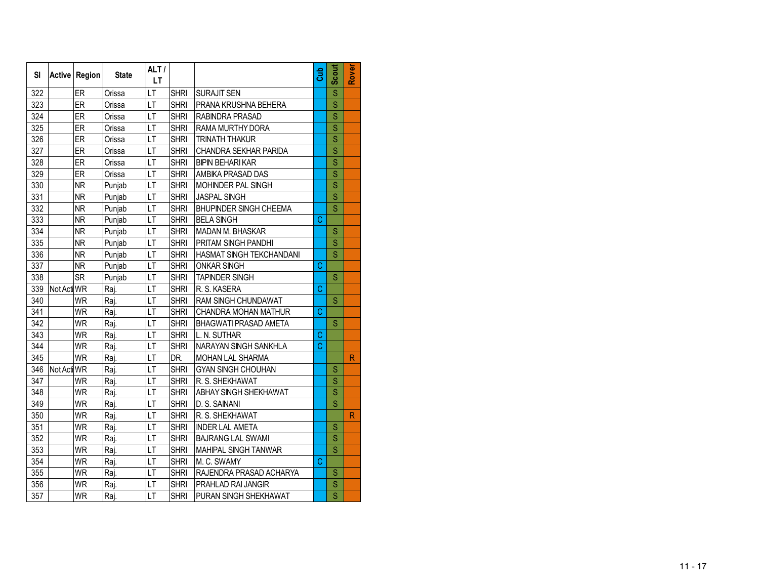| Sl | Active | Region | State | ALT / LT | | | Cub | Scout | Rover |
|---|---|---|---|---|---|---|---|---|---|
| 322 | | ER | Orissa | LT | SHRI | SURAJIT SEN | | S | |
| 323 | | ER | Orissa | LT | SHRI | PRANA KRUSHNA BEHERA | | S | |
| 324 | | ER | Orissa | LT | SHRI | RABINDRA PRASAD | | S | |
| 325 | | ER | Orissa | LT | SHRI | RAMA MURTHY DORA | | S | |
| 326 | | ER | Orissa | LT | SHRI | TRINATH THAKUR | | S | |
| 327 | | ER | Orissa | LT | SHRI | CHANDRA SEKHAR PARIDA | | S | |
| 328 | | ER | Orissa | LT | SHRI | BIPIN BEHARI KAR | | S | |
| 329 | | ER | Orissa | LT | SHRI | AMBIKA PRASAD DAS | | S | |
| 330 | | NR | Punjab | LT | SHRI | MOHINDER PAL SINGH | | S | |
| 331 | | NR | Punjab | LT | SHRI | JASPAL SINGH | | S | |
| 332 | | NR | Punjab | LT | SHRI | BHUPINDER SINGH CHEEMA | | S | |
| 333 | | NR | Punjab | LT | SHRI | BELA SINGH | C | | |
| 334 | | NR | Punjab | LT | SHRI | MADAN M. BHASKAR | | S | |
| 335 | | NR | Punjab | LT | SHRI | PRITAM SINGH PANDHI | | S | |
| 336 | | NR | Punjab | LT | SHRI | HASMAT SINGH TEKCHANDANI | | S | |
| 337 | | NR | Punjab | LT | SHRI | ONKAR SINGH | C | | |
| 338 | | SR | Punjab | LT | SHRI | TAPINDER SINGH | | S | |
| 339 | Not Acti | WR | Raj. | LT | SHRI | R. S. KASERA | C | | |
| 340 | | WR | Raj. | LT | SHRI | RAM SINGH CHUNDAWAT | | S | |
| 341 | | WR | Raj. | LT | SHRI | CHANDRA MOHAN MATHUR | C | | |
| 342 | | WR | Raj. | LT | SHRI | BHAGWATI PRASAD AMETA | | S | |
| 343 | | WR | Raj. | LT | SHRI | L. N. SUTHAR | C | | |
| 344 | | WR | Raj. | LT | SHRI | NARAYAN SINGH SANKHLA | C | | |
| 345 | | WR | Raj. | LT | DR. | MOHAN LAL SHARMA | | | R |
| 346 | Not Acti | WR | Raj. | LT | SHRI | GYAN SINGH CHOUHAN | | S | |
| 347 | | WR | Raj. | LT | SHRI | R. S. SHEKHAWAT | | S | |
| 348 | | WR | Raj. | LT | SHRI | ABHAY SINGH SHEKHAWAT | | S | |
| 349 | | WR | Raj. | LT | SHRI | D. S. SAINANI | | S | |
| 350 | | WR | Raj. | LT | SHRI | R. S. SHEKHAWAT | | | R |
| 351 | | WR | Raj. | LT | SHRI | INDER LAL AMETA | | S | |
| 352 | | WR | Raj. | LT | SHRI | BAJRANG LAL SWAMI | | S | |
| 353 | | WR | Raj. | LT | SHRI | MAHIPAL SINGH TANWAR | | S | |
| 354 | | WR | Raj. | LT | SHRI | M. C. SWAMY | C | | |
| 355 | | WR | Raj. | LT | SHRI | RAJENDRA PRASAD ACHARYA | | S | |
| 356 | | WR | Raj. | LT | SHRI | PRAHLAD RAI JANGIR | | S | |
| 357 | | WR | Raj. | LT | SHRI | PURAN SINGH SHEKHAWAT | | S | |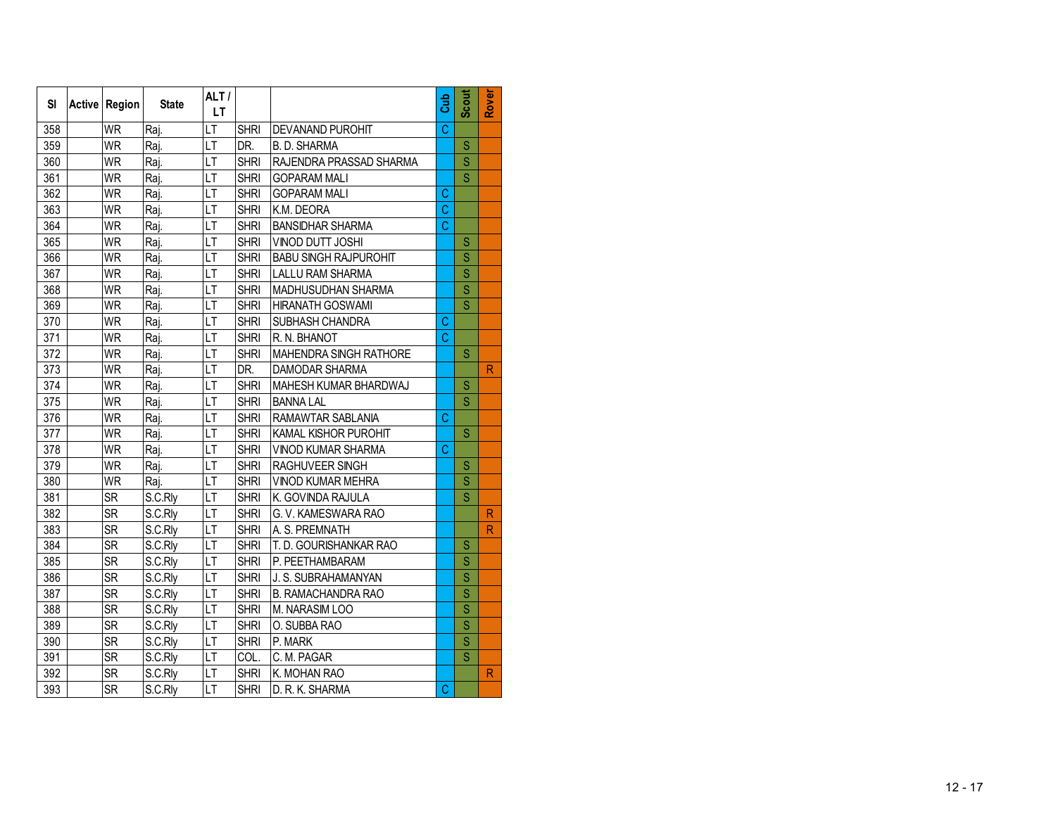| Sl | Active | Region | State | ALT / LT | | | Cub | Scout | Rover |
|---|---|---|---|---|---|---|---|---|---|
| 358 | | WR | Raj. | LT | SHRI | DEVANAND PUROHIT | C | | |
| 359 | | WR | Raj. | LT | DR. | B. D. SHARMA | | S | |
| 360 | | WR | Raj. | LT | SHRI | RAJENDRA PRASSAD SHARMA | | S | |
| 361 | | WR | Raj. | LT | SHRI | GOPARAM MALI | | S | |
| 362 | | WR | Raj. | LT | SHRI | GOPARAM MALI | C | | |
| 363 | | WR | Raj. | LT | SHRI | K.M. DEORA | C | | |
| 364 | | WR | Raj. | LT | SHRI | BANSIDHAR SHARMA | C | | |
| 365 | | WR | Raj. | LT | SHRI | VINOD DUTT JOSHI | | S | |
| 366 | | WR | Raj. | LT | SHRI | BABU SINGH RAJPUROHIT | | S | |
| 367 | | WR | Raj. | LT | SHRI | LALLU RAM SHARMA | | S | |
| 368 | | WR | Raj. | LT | SHRI | MADHUSUDHAN SHARMA | | S | |
| 369 | | WR | Raj. | LT | SHRI | HIRANATH GOSWAMI | | S | |
| 370 | | WR | Raj. | LT | SHRI | SUBHASH CHANDRA | C | | |
| 371 | | WR | Raj. | LT | SHRI | R. N. BHANOT | C | | |
| 372 | | WR | Raj. | LT | SHRI | MAHENDRA SINGH RATHORE | | S | |
| 373 | | WR | Raj. | LT | DR. | DAMODAR SHARMA | | | R |
| 374 | | WR | Raj. | LT | SHRI | MAHESH KUMAR BHARDWAJ | | S | |
| 375 | | WR | Raj. | LT | SHRI | BANNA LAL | | S | |
| 376 | | WR | Raj. | LT | SHRI | RAMAWTAR SABLANIA | C | | |
| 377 | | WR | Raj. | LT | SHRI | KAMAL KISHOR PUROHIT | | S | |
| 378 | | WR | Raj. | LT | SHRI | VINOD KUMAR SHARMA | C | | |
| 379 | | WR | Raj. | LT | SHRI | RAGHUVEER SINGH | | S | |
| 380 | | WR | Raj. | LT | SHRI | VINOD KUMAR MEHRA | | S | |
| 381 | | SR | S.C.Rly | LT | SHRI | K. GOVINDA RAJULA | | S | |
| 382 | | SR | S.C.Rly | LT | SHRI | G. V. KAMESWARA RAO | | | R |
| 383 | | SR | S.C.Rly | LT | SHRI | A. S. PREMNATH | | | R |
| 384 | | SR | S.C.Rly | LT | SHRI | T. D. GOURISHANKAR RAO | | S | |
| 385 | | SR | S.C.Rly | LT | SHRI | P. PEETHAMBARAM | | S | |
| 386 | | SR | S.C.Rly | LT | SHRI | J. S. SUBRAHAMANYAN | | S | |
| 387 | | SR | S.C.Rly | LT | SHRI | B. RAMACHANDRA RAO | | S | |
| 388 | | SR | S.C.Rly | LT | SHRI | M. NARASIM LOO | | S | |
| 389 | | SR | S.C.Rly | LT | SHRI | O. SUBBA RAO | | S | |
| 390 | | SR | S.C.Rly | LT | SHRI | P. MARK | | S | |
| 391 | | SR | S.C.Rly | LT | COL. | C. M. PAGAR | | S | |
| 392 | | SR | S.C.Rly | LT | SHRI | K. MOHAN RAO | | | R |
| 393 | | SR | S.C.Rly | LT | SHRI | D. R. K. SHARMA | C | | |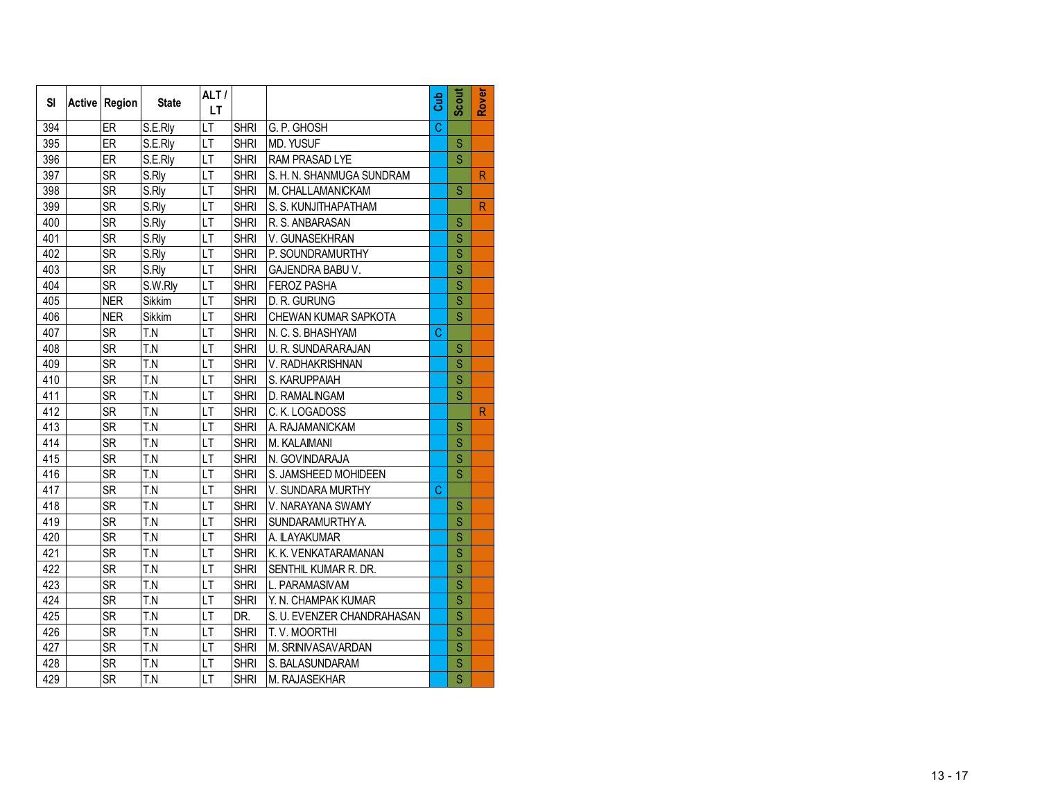| Sl | Active | Region | State | ALT / LT | | | Cub | Scout | Rover |
|---|---|---|---|---|---|---|---|---|---|
| 394 | | ER | S.E.Rly | LT | SHRI | G. P. GHOSH | C | | |
| 395 | | ER | S.E.Rly | LT | SHRI | MD. YUSUF | | S | |
| 396 | | ER | S.E.Rly | LT | SHRI | RAM PRASAD LYE | | S | |
| 397 | | SR | S.Rly | LT | SHRI | S. H. N. SHANMUGA SUNDRAM | | | R |
| 398 | | SR | S.Rly | LT | SHRI | M. CHALLAMANICKAM | | S | |
| 399 | | SR | S.Rly | LT | SHRI | S. S. KUNJITHAPATHAM | | | R |
| 400 | | SR | S.Rly | LT | SHRI | R. S. ANBARASAN | | S | |
| 401 | | SR | S.Rly | LT | SHRI | V. GUNASEKHRAN | | S | |
| 402 | | SR | S.Rly | LT | SHRI | P. SOUNDRAMURTHY | | S | |
| 403 | | SR | S.Rly | LT | SHRI | GAJENDRA BABU V. | | S | |
| 404 | | SR | S.W.Rly | LT | SHRI | FEROZ PASHA | | S | |
| 405 | | NER | Sikkim | LT | SHRI | D. R. GURUNG | | S | |
| 406 | | NER | Sikkim | LT | SHRI | CHEWAN KUMAR SAPKOTA | | S | |
| 407 | | SR | T.N | LT | SHRI | N. C. S. BHASHYAM | C | | |
| 408 | | SR | T.N | LT | SHRI | U. R. SUNDARARAJAN | | S | |
| 409 | | SR | T.N | LT | SHRI | V. RADHAKRISHNAN | | S | |
| 410 | | SR | T.N | LT | SHRI | S. KARUPPAIAH | | S | |
| 411 | | SR | T.N | LT | SHRI | D. RAMALINGAM | | S | |
| 412 | | SR | T.N | LT | SHRI | C. K. LOGADOSS | | | R |
| 413 | | SR | T.N | LT | SHRI | A. RAJAMANICKAM | | S | |
| 414 | | SR | T.N | LT | SHRI | M. KALAIMANI | | S | |
| 415 | | SR | T.N | LT | SHRI | N. GOVINDARAJA | | S | |
| 416 | | SR | T.N | LT | SHRI | S. JAMSHEED MOHIDEEN | | S | |
| 417 | | SR | T.N | LT | SHRI | V. SUNDARA MURTHY | C | | |
| 418 | | SR | T.N | LT | SHRI | V. NARAYANA SWAMY | | S | |
| 419 | | SR | T.N | LT | SHRI | SUNDARAMURTHY A. | | S | |
| 420 | | SR | T.N | LT | SHRI | A. ILAYAKUMAR | | S | |
| 421 | | SR | T.N | LT | SHRI | K. K. VENKATARAMANAN | | S | |
| 422 | | SR | T.N | LT | SHRI | SENTHIL KUMAR R. DR. | | S | |
| 423 | | SR | T.N | LT | SHRI | L. PARAMASIVAM | | S | |
| 424 | | SR | T.N | LT | SHRI | Y. N. CHAMPAK KUMAR | | S | |
| 425 | | SR | T.N | LT | DR. | S. U. EVENZER CHANDRAHASAN | | S | |
| 426 | | SR | T.N | LT | SHRI | T. V. MOORTHI | | S | |
| 427 | | SR | T.N | LT | SHRI | M. SRINIVASAVARDAN | | S | |
| 428 | | SR | T.N | LT | SHRI | S. BALASUNDARAM | | S | |
| 429 | | SR | T.N | LT | SHRI | M. RAJASEKHAR | | S | |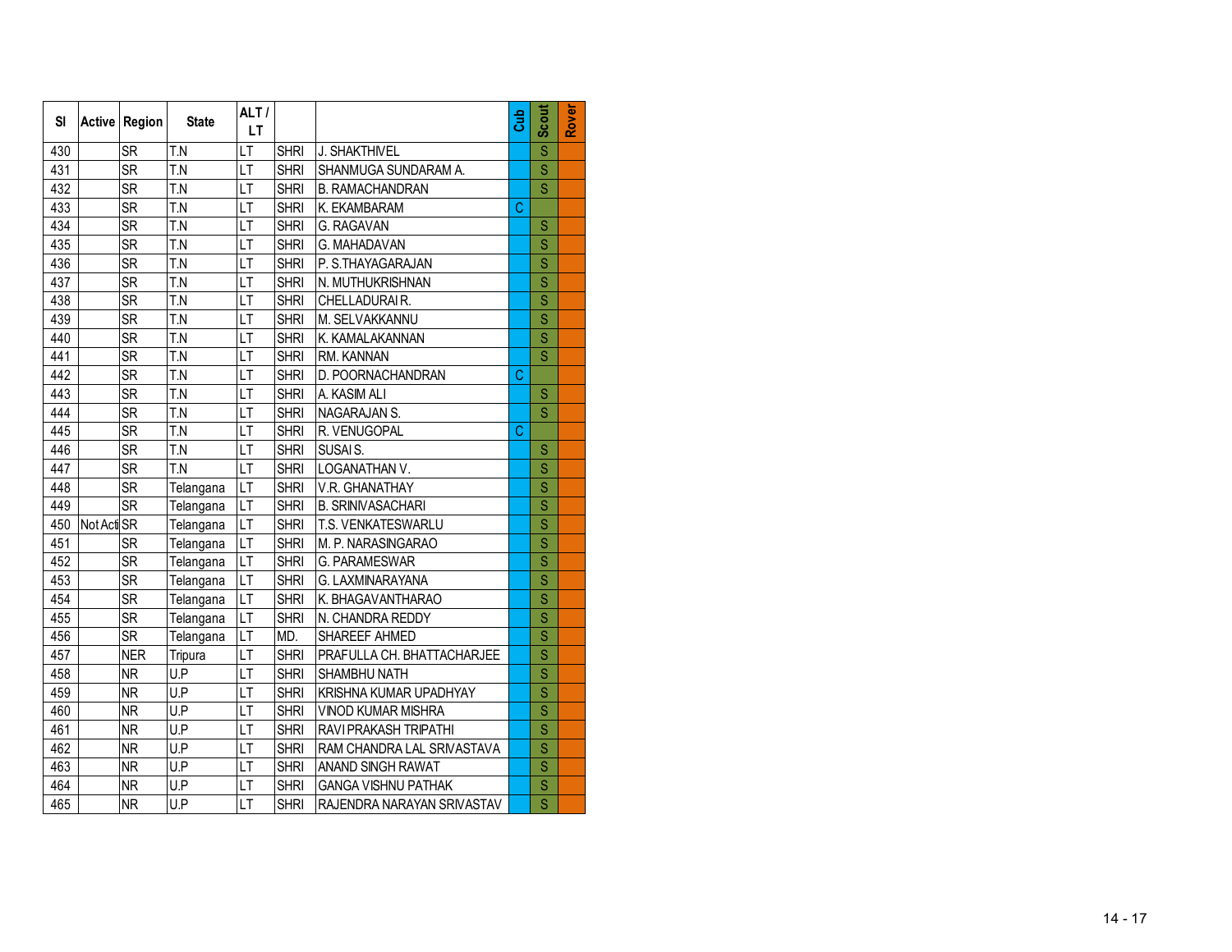| Sl | Active | Region | State | ALT / LT | | | Cub | Scout | Rover |
|---|---|---|---|---|---|---|---|---|---|
| 430 | | SR | T.N | LT | SHRI | J. SHAKTHIVEL | | S | |
| 431 | | SR | T.N | LT | SHRI | SHANMUGA SUNDARAM A. | | S | |
| 432 | | SR | T.N | LT | SHRI | B. RAMACHANDRAN | | S | |
| 433 | | SR | T.N | LT | SHRI | K. EKAMBARAM | C | | |
| 434 | | SR | T.N | LT | SHRI | G. RAGAVAN | | S | |
| 435 | | SR | T.N | LT | SHRI | G. MAHADAVAN | | S | |
| 436 | | SR | T.N | LT | SHRI | P. S.THAYAGARAJAN | | S | |
| 437 | | SR | T.N | LT | SHRI | N. MUTHUKRISHNAN | | S | |
| 438 | | SR | T.N | LT | SHRI | CHELLADURAI R. | | S | |
| 439 | | SR | T.N | LT | SHRI | M. SELVAKKANNU | | S | |
| 440 | | SR | T.N | LT | SHRI | K. KAMALAKANNAN | | S | |
| 441 | | SR | T.N | LT | SHRI | RM. KANNAN | | S | |
| 442 | | SR | T.N | LT | SHRI | D. POORNACHANDRAN | C | | |
| 443 | | SR | T.N | LT | SHRI | A. KASIM ALI | | S | |
| 444 | | SR | T.N | LT | SHRI | NAGARAJAN S. | | S | |
| 445 | | SR | T.N | LT | SHRI | R. VENUGOPAL | C | | |
| 446 | | SR | T.N | LT | SHRI | SUSAI S. | | S | |
| 447 | | SR | T.N | LT | SHRI | LOGANATHAN V. | | S | |
| 448 | | SR | Telangana | LT | SHRI | V.R. GHANATHAY | | S | |
| 449 | | SR | Telangana | LT | SHRI | B. SRINIVASACHARI | | S | |
| 450 | Not Acti | SR | Telangana | LT | SHRI | T.S. VENKATESWARLU | | S | |
| 451 | | SR | Telangana | LT | SHRI | M. P. NARASINGARAO | | S | |
| 452 | | SR | Telangana | LT | SHRI | G. PARAMESWAR | | S | |
| 453 | | SR | Telangana | LT | SHRI | G. LAXMINARAYANA | | S | |
| 454 | | SR | Telangana | LT | SHRI | K. BHAGAVANTHARAO | | S | |
| 455 | | SR | Telangana | LT | SHRI | N. CHANDRA REDDY | | S | |
| 456 | | SR | Telangana | LT | MD. | SHAREEF AHMED | | S | |
| 457 | | NER | Tripura | LT | SHRI | PRAFULLA CH. BHATTACHARJEE | | S | |
| 458 | | NR | U.P | LT | SHRI | SHAMBHU NATH | | S | |
| 459 | | NR | U.P | LT | SHRI | KRISHNA KUMAR UPADHYAY | | S | |
| 460 | | NR | U.P | LT | SHRI | VINOD KUMAR MISHRA | | S | |
| 461 | | NR | U.P | LT | SHRI | RAVI PRAKASH TRIPATHI | | S | |
| 462 | | NR | U.P | LT | SHRI | RAM CHANDRA LAL SRIVASTAVA | | S | |
| 463 | | NR | U.P | LT | SHRI | ANAND SINGH RAWAT | | S | |
| 464 | | NR | U.P | LT | SHRI | GANGA VISHNU PATHAK | | S | |
| 465 | | NR | U.P | LT | SHRI | RAJENDRA NARAYAN SRIVASTAV | | S | |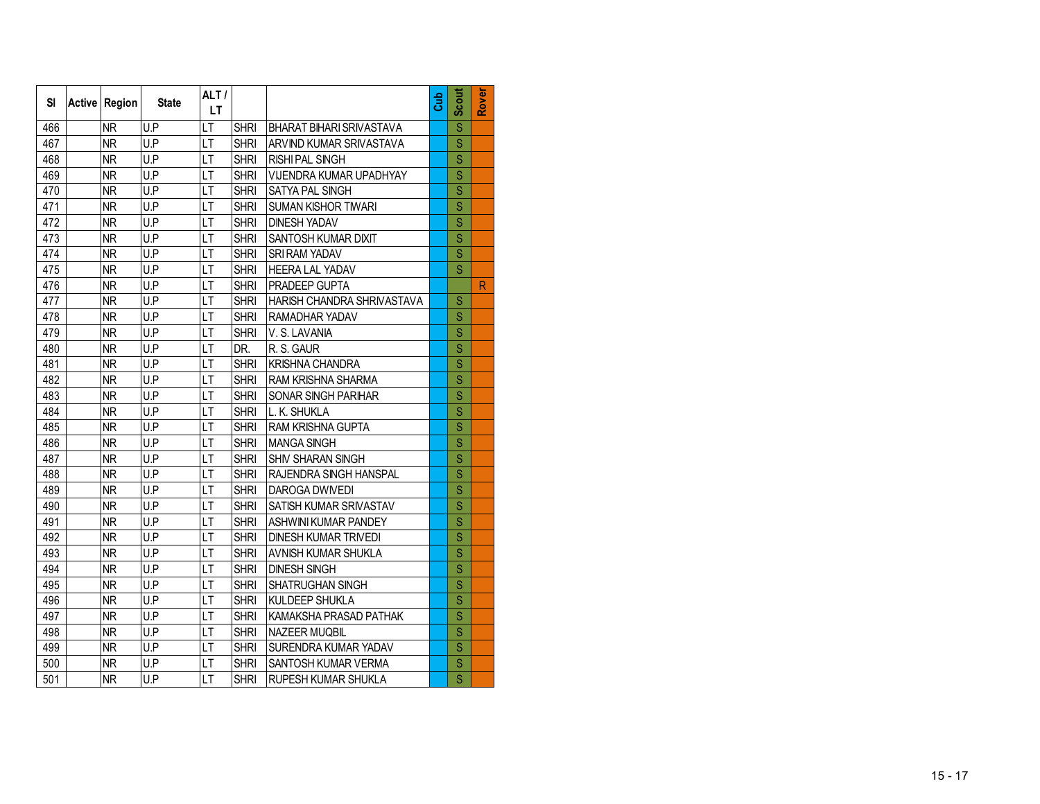| Sl | Active | Region | State | ALT / LT | | | Cub | Scout | Rover |
|---|---|---|---|---|---|---|---|---|---|
| 466 | | NR | U.P | LT | SHRI | BHARAT BIHARI SRIVASTAVA | | S | |
| 467 | | NR | U.P | LT | SHRI | ARVIND KUMAR SRIVASTAVA | | S | |
| 468 | | NR | U.P | LT | SHRI | RISHI PAL SINGH | | S | |
| 469 | | NR | U.P | LT | SHRI | VIJENDRA KUMAR UPADHYAY | | S | |
| 470 | | NR | U.P | LT | SHRI | SATYA PAL SINGH | | S | |
| 471 | | NR | U.P | LT | SHRI | SUMAN KISHOR TIWARI | | S | |
| 472 | | NR | U.P | LT | SHRI | DINESH YADAV | | S | |
| 473 | | NR | U.P | LT | SHRI | SANTOSH KUMAR DIXIT | | S | |
| 474 | | NR | U.P | LT | SHRI | SRI RAM YADAV | | S | |
| 475 | | NR | U.P | LT | SHRI | HEERA LAL YADAV | | S | |
| 476 | | NR | U.P | LT | SHRI | PRADEEP GUPTA | | | R |
| 477 | | NR | U.P | LT | SHRI | HARISH CHANDRA SHRIVASTAVA | | S | |
| 478 | | NR | U.P | LT | SHRI | RAMADHAR YADAV | | S | |
| 479 | | NR | U.P | LT | SHRI | V. S. LAVANIA | | S | |
| 480 | | NR | U.P | LT | DR. | R. S. GAUR | | S | |
| 481 | | NR | U.P | LT | SHRI | KRISHNA CHANDRA | | S | |
| 482 | | NR | U.P | LT | SHRI | RAM KRISHNA SHARMA | | S | |
| 483 | | NR | U.P | LT | SHRI | SONAR SINGH PARIHAR | | S | |
| 484 | | NR | U.P | LT | SHRI | L. K. SHUKLA | | S | |
| 485 | | NR | U.P | LT | SHRI | RAM KRISHNA GUPTA | | S | |
| 486 | | NR | U.P | LT | SHRI | MANGA SINGH | | S | |
| 487 | | NR | U.P | LT | SHRI | SHIV SHARAN SINGH | | S | |
| 488 | | NR | U.P | LT | SHRI | RAJENDRA SINGH HANSPAL | | S | |
| 489 | | NR | U.P | LT | SHRI | DAROGA DWIVEDI | | S | |
| 490 | | NR | U.P | LT | SHRI | SATISH KUMAR SRIVASTAV | | S | |
| 491 | | NR | U.P | LT | SHRI | ASHWINI KUMAR PANDEY | | S | |
| 492 | | NR | U.P | LT | SHRI | DINESH KUMAR TRIVEDI | | S | |
| 493 | | NR | U.P | LT | SHRI | AVNISH KUMAR SHUKLA | | S | |
| 494 | | NR | U.P | LT | SHRI | DINESH SINGH | | S | |
| 495 | | NR | U.P | LT | SHRI | SHATRUGHAN SINGH | | S | |
| 496 | | NR | U.P | LT | SHRI | KULDEEP SHUKLA | | S | |
| 497 | | NR | U.P | LT | SHRI | KAMAKSHA PRASAD PATHAK | | S | |
| 498 | | NR | U.P | LT | SHRI | NAZEER MUQBIL | | S | |
| 499 | | NR | U.P | LT | SHRI | SURENDRA KUMAR YADAV | | S | |
| 500 | | NR | U.P | LT | SHRI | SANTOSH KUMAR VERMA | | S | |
| 501 | | NR | U.P | LT | SHRI | RUPESH KUMAR SHUKLA | | S | |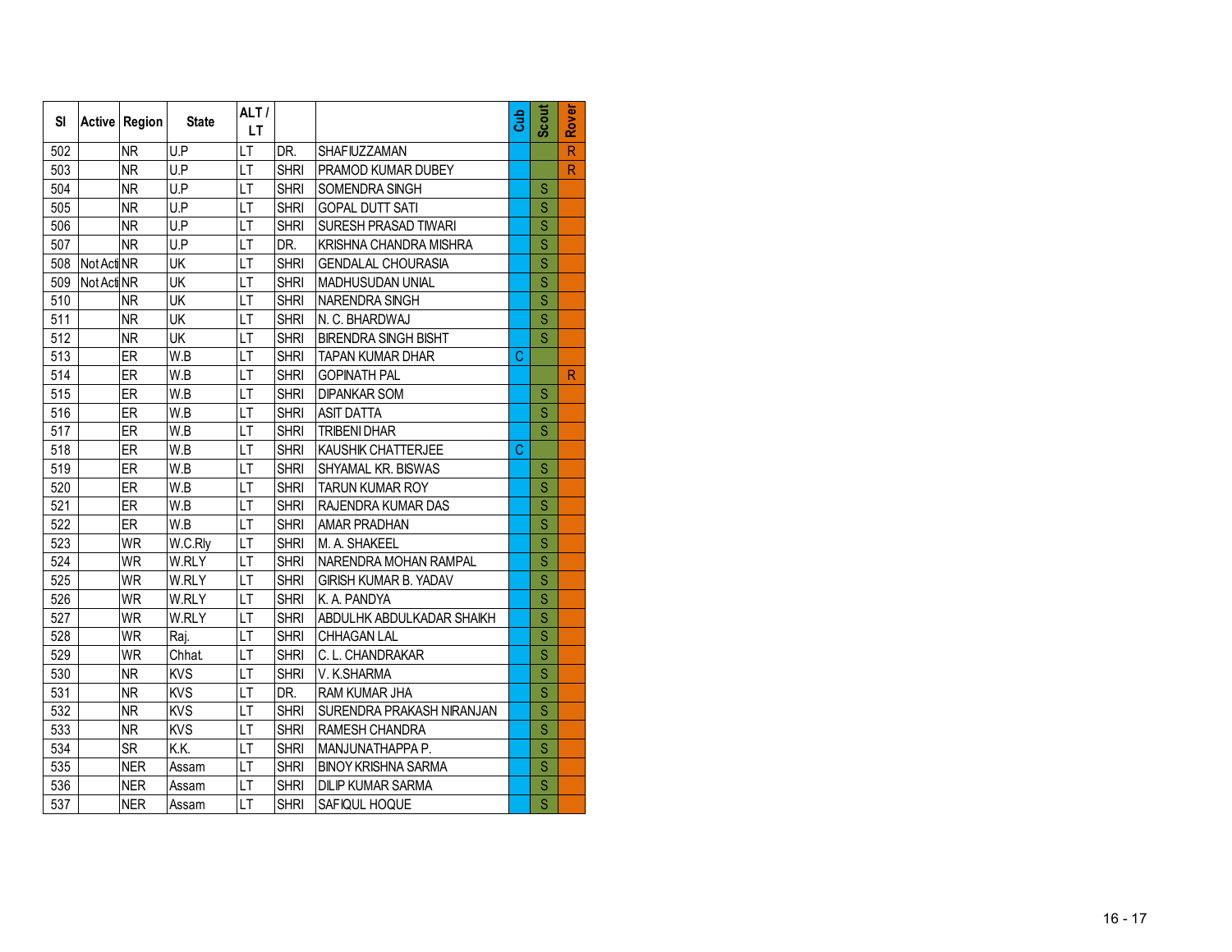| Sl | Active | Region | State | ALT / LT | | | Cub | Scout | Rover |
|---|---|---|---|---|---|---|---|---|---|
| 502 | | NR | U.P | LT | DR. | SHAFIUZZAMAN | | | R |
| 503 | | NR | U.P | LT | SHRI | PRAMOD KUMAR DUBEY | | | R |
| 504 | | NR | U.P | LT | SHRI | SOMENDRA SINGH | | S | |
| 505 | | NR | U.P | LT | SHRI | GOPAL DUTT SATI | | S | |
| 506 | | NR | U.P | LT | SHRI | SURESH PRASAD TIWARI | | S | |
| 507 | | NR | U.P | LT | DR. | KRISHNA CHANDRA MISHRA | | S | |
| 508 | Not Acti | NR | UK | LT | SHRI | GENDALAL CHOURASIA | | S | |
| 509 | Not Acti | NR | UK | LT | SHRI | MADHUSUDAN UNIAL | | S | |
| 510 | | NR | UK | LT | SHRI | NARENDRA SINGH | | S | |
| 511 | | NR | UK | LT | SHRI | N. C. BHARDWAJ | | S | |
| 512 | | NR | UK | LT | SHRI | BIRENDRA SINGH BISHT | | S | |
| 513 | | ER | W.B | LT | SHRI | TAPAN KUMAR DHAR | C | | |
| 514 | | ER | W.B | LT | SHRI | GOPINATH PAL | | | R |
| 515 | | ER | W.B | LT | SHRI | DIPANKAR SOM | | S | |
| 516 | | ER | W.B | LT | SHRI | ASIT DATTA | | S | |
| 517 | | ER | W.B | LT | SHRI | TRIBENI DHAR | | S | |
| 518 | | ER | W.B | LT | SHRI | KAUSHIK CHATTERJEE | C | | |
| 519 | | ER | W.B | LT | SHRI | SHYAMAL KR. BISWAS | | S | |
| 520 | | ER | W.B | LT | SHRI | TARUN KUMAR ROY | | S | |
| 521 | | ER | W.B | LT | SHRI | RAJENDRA KUMAR DAS | | S | |
| 522 | | ER | W.B | LT | SHRI | AMAR PRADHAN | | S | |
| 523 | | WR | W.C.Rly | LT | SHRI | M. A. SHAKEEL | | S | |
| 524 | | WR | W.RLY | LT | SHRI | NARENDRA MOHAN RAMPAL | | S | |
| 525 | | WR | W.RLY | LT | SHRI | GIRISH KUMAR B. YADAV | | S | |
| 526 | | WR | W.RLY | LT | SHRI | K. A. PANDYA | | S | |
| 527 | | WR | W.RLY | LT | SHRI | ABDULHK ABDULKADAR SHAIKH | | S | |
| 528 | | WR | Raj. | LT | SHRI | CHHAGAN LAL | | S | |
| 529 | | WR | Chhat. | LT | SHRI | C. L. CHANDRAKAR | | S | |
| 530 | | NR | KVS | LT | SHRI | V. K.SHARMA | | S | |
| 531 | | NR | KVS | LT | DR. | RAM KUMAR JHA | | S | |
| 532 | | NR | KVS | LT | SHRI | SURENDRA PRAKASH NIRANJAN | | S | |
| 533 | | NR | KVS | LT | SHRI | RAMESH CHANDRA | | S | |
| 534 | | SR | K.K. | LT | SHRI | MANJUNATHAPPA P. | | S | |
| 535 | | NER | Assam | LT | SHRI | BINOY KRISHNA SARMA | | S | |
| 536 | | NER | Assam | LT | SHRI | DILIP KUMAR SARMA | | S | |
| 537 | | NER | Assam | LT | SHRI | SAFIQUL HOQUE | | S | |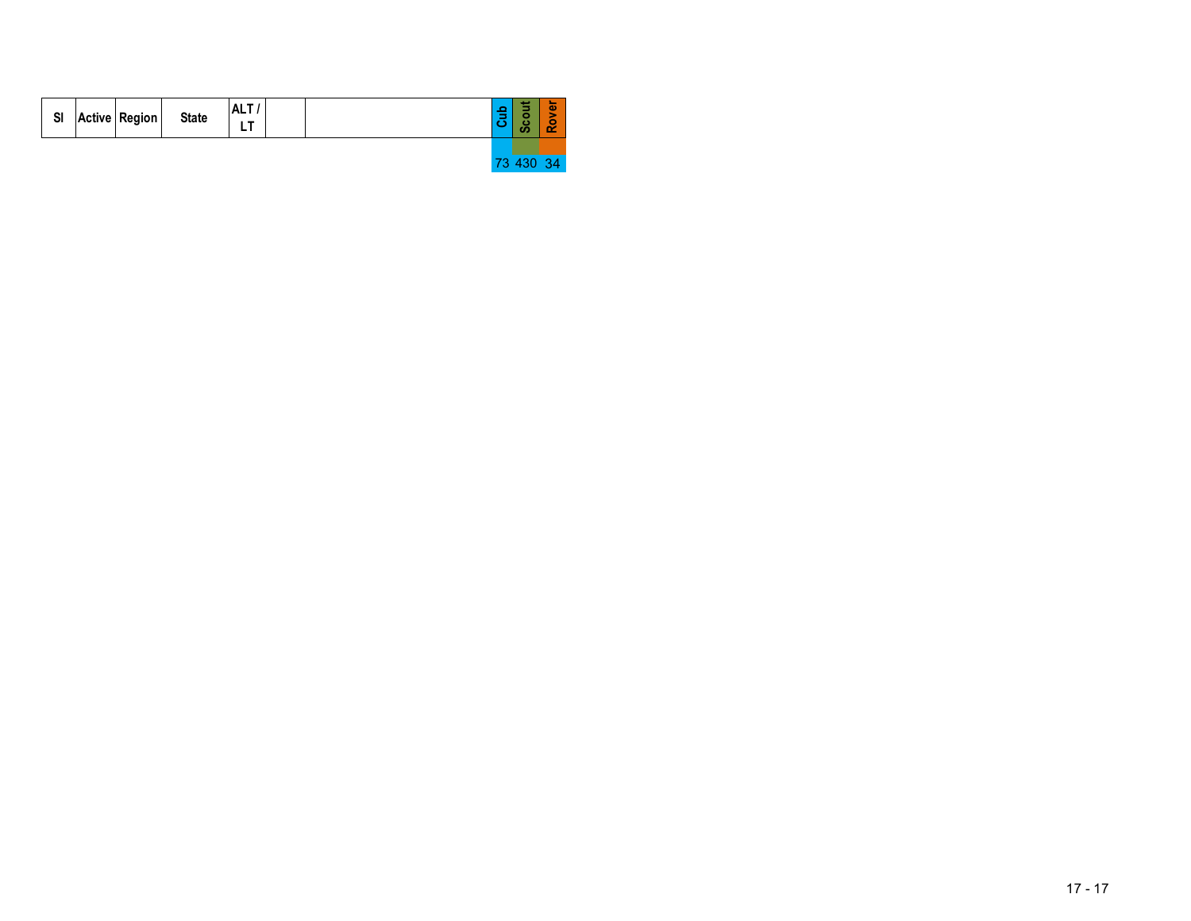| Sl | Active | Region | State | ALT / LT | | | Cub | Scout | Rover |
|---|---|---|---|---|---|---|---|---|---|
| | | | | | | | | | |
| | | | | | | | 73 | 430 | 34 |